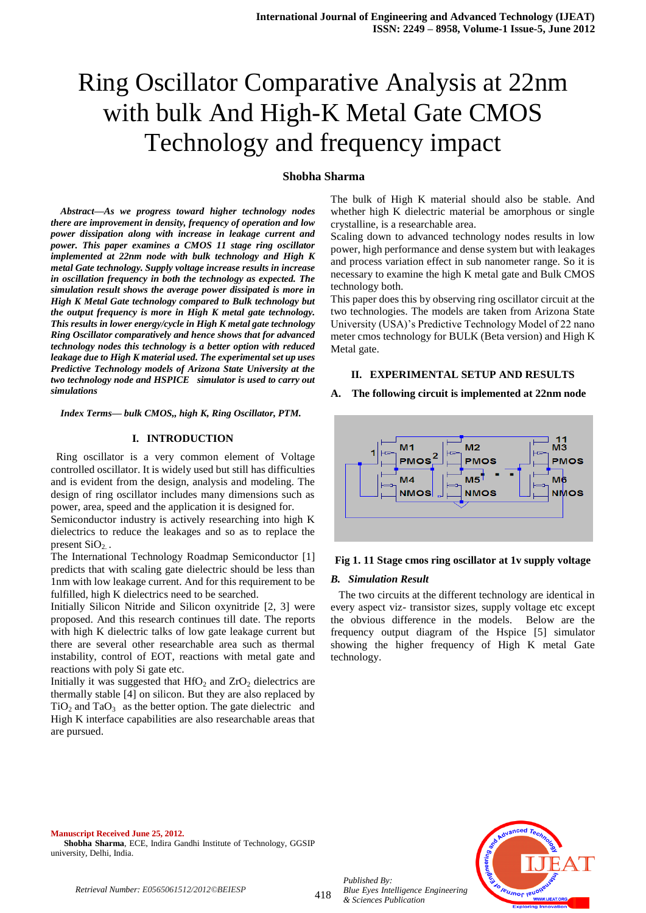# Ring Oscillator Comparative Analysis at 22nm with bulk And High-K Metal Gate CMOS Technology and frequency impact

**Shobha Sharma**

***Abstract—As we progress toward higher technology nodes there are improvement in density, frequency of operation and low power dissipation along with increase in leakage current and power. This paper examines a CMOS 11 stage ring oscillator implemented at 22nm node with bulk technology and High K metal Gate technology. Supply voltage increase results in increase in oscillation frequency in both the technology as expected. The simulation result shows the average power dissipated is more in High K Metal Gate technology compared to Bulk technology but the output frequency is more in High K metal gate technology. This results in lower energy/cycle in High K metal gate technology Ring Oscillator comparatively and hence shows that for advanced technology nodes this technology is a better option with reduced leakage due to High K material used. The experimental set up uses Predictive Technology models of Arizona State University at the two technology node and HSPICE simulator is used to carry out simulations***

***Index Terms— bulk CMOS,, high K, Ring Oscillator, PTM.***

## I. INTRODUCTION

Ring oscillator is a very common element of Voltage controlled oscillator. It is widely used but still has difficulties and is evident from the design, analysis and modeling. The design of ring oscillator includes many dimensions such as power, area, speed and the application it is designed for.

Semiconductor industry is actively researching into high K dielectrics to reduce the leakages and so as to replace the present $SiO_2$.

The International Technology Roadmap Semiconductor [1] predicts that with scaling gate dielectric should be less than 1nm with low leakage current. And for this requirement to be fulfilled, high K dielectrics need to be searched.

Initially Silicon Nitride and Silicon oxynitride [2, 3] were proposed. And this research continues till date. The reports with high K dielectric talks of low gate leakage current but there are several other researchable area such as thermal instability, control of EOT, reactions with metal gate and reactions with poly Si gate etc.

Initially it was suggested that $HfO_2$ and $ZrO_2$ dielectrics are thermally stable [4] on silicon. But they are also replaced by $TiO_2$ and $TaO_3$ as the better option. The gate dielectric and High K interface capabilities are also researchable areas that are pursued.

The bulk of High K material should also be stable. And whether high K dielectric material be amorphous or single crystalline, is a researchable area.

Scaling down to advanced technology nodes results in low power, high performance and dense system but with leakages and process variation effect in sub nanometer range. So it is necessary to examine the high K metal gate and Bulk CMOS technology both.

This paper does this by observing ring oscillator circuit at the two technologies. The models are taken from Arizona State University (USA)'s Predictive Technology Model of 22 nano meter cmos technology for BULK (Beta version) and High K Metal gate.

## II. EXPERIMENTAL SETUP AND RESULTS

### A. The following circuit is implemented at 22nm node

**Fig 1. 11 Stage cmos ring oscillator at 1v supply voltage**

### *B. Simulation Result*

The two circuits at the different technology are identical in every aspect viz- transistor sizes, supply voltage etc except the obvious difference in the models. Below are the frequency output diagram of the Hspice [5] simulator showing the higher frequency of High K metal Gate technology.

Manuscript Received June 25, 2012.

**Shobha Sharma**, ECE, Indira Gandhi Institute of Technology, GGSIP university, Delhi, India.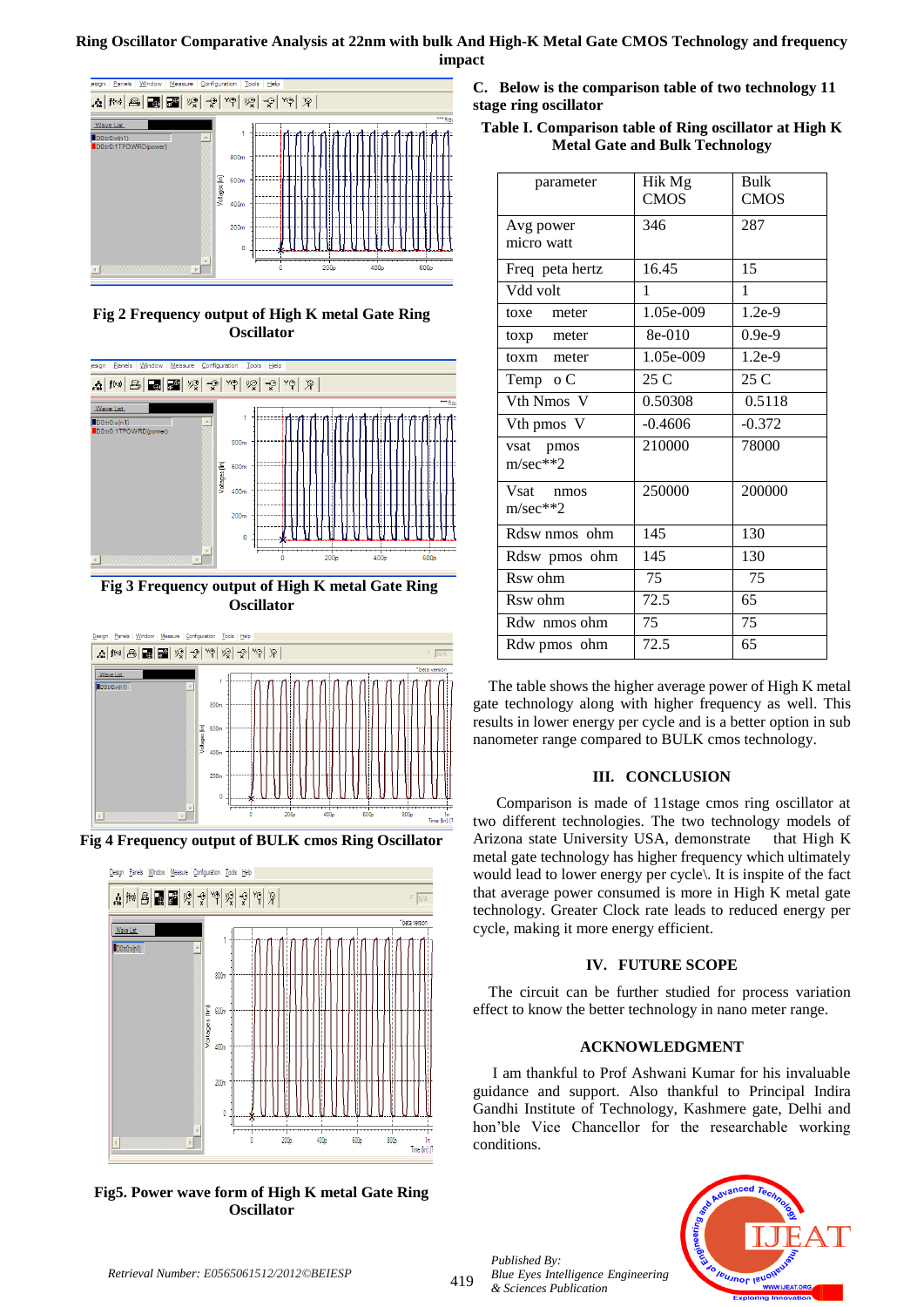Fig 2 Frequency output of High K metal Gate Ring Oscillator

Fig 3 Frequency output of High K metal Gate Ring Oscillator

Fig 4 Frequency output of BULK cmos Ring Oscillator

Fig5. Power wave form of High K metal Gate Ring Oscillator

**C. Below is the comparison table of two technology 11 stage ring oscillator**

**Table I. Comparison table of Ring oscillator at High K Metal Gate and Bulk Technology**

| parameter | Hik Mg CMOS | Bulk CMOS |
|---|---|---|
| Avg power micro watt | 346 | 287 |
| Freq peta hertz | 16.45 | 15 |
| Vdd volt | 1 | 1 |
| toxe meter | 1.05e-009 | 1.2e-9 |
| toxp meter | 8e-010 | 0.9e-9 |
| toxm meter | 1.05e-009 | 1.2e-9 |
| Temp o C | 25 C | 25 C |
| Vth Nmos V | 0.50308 | 0.5118 |
| Vth pmos V | -0.4606 | -0.372 |
| vsat pmos m/sec**2 | 210000 | 78000 |
| Vsat nmos m/sec**2 | 250000 | 200000 |
| Rdsw nmos ohm | 145 | 130 |
| Rdsw pmos ohm | 145 | 130 |
| Rsw ohm | 75 | 75 |
| Rsw ohm | 72.5 | 65 |
| Rdw nmos ohm | 75 | 75 |
| Rdw pmos ohm | 72.5 | 65 |

The table shows the higher average power of High K metal gate technology along with higher frequency as well. This results in lower energy per cycle and is a better option in sub nanometer range compared to BULK cmos technology.

## III. CONCLUSION

Comparison is made of 11stage cmos ring oscillator at two different technologies. The two technology models of Arizona state University USA, demonstrate that High K metal gate technology has higher frequency which ultimately would lead to lower energy per cycle\. It is inspite of the fact that average power consumed is more in High K metal gate technology. Greater Clock rate leads to reduced energy per cycle, making it more energy efficient.

## IV. FUTURE SCOPE

The circuit can be further studied for process variation effect to know the better technology in nano meter range.

## ACKNOWLEDGMENT

I am thankful to Prof Ashwani Kumar for his invaluable guidance and support. Also thankful to Principal Indira Gandhi Institute of Technology, Kashmere gate, Delhi and hon'ble Vice Chancellor for the researchable working conditions.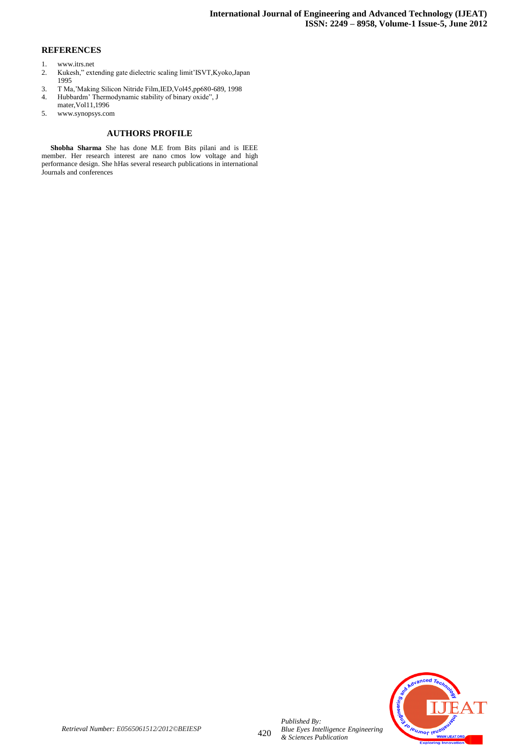## REFERENCES

1. www.itrs.net
2. Kukesh," extending gate dielectric scaling limit'ISVT,Kyoko,Japan 1995
3. T Ma,'Making Silicon Nitride Film,IED,Vol45,pp680-689, 1998
4. Hubbardm' Thermodynamic stability of binary oxide", J mater,Vol11,1996
5. www.synopsys.com

## AUTHORS PROFILE

**Shobha Sharma** She has done M.E from Bits pilani and is IEEE member. Her research interest are nano cmos low voltage and high performance design. She hHas several research publications in international Journals and conferences